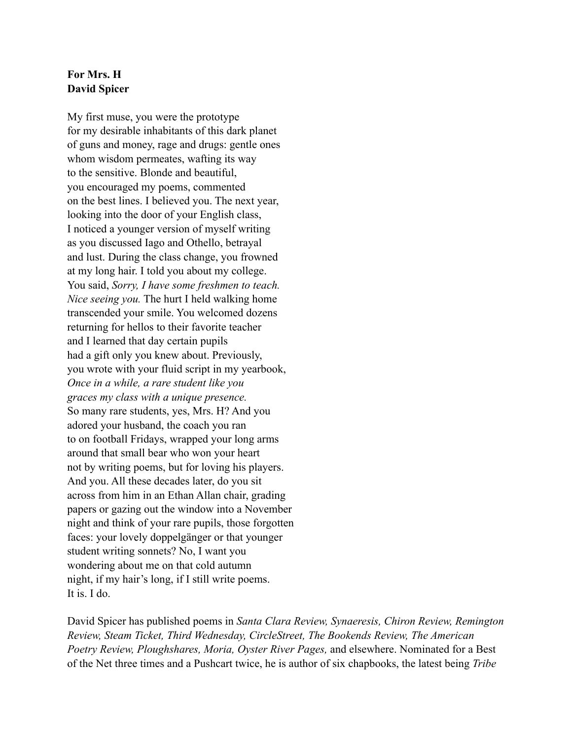**For Mrs. H**
**David Spicer**

My first muse, you were the prototype
for my desirable inhabitants of this dark planet
of guns and money, rage and drugs: gentle ones
whom wisdom permeates, wafting its way
to the sensitive. Blonde and beautiful,
you encouraged my poems, commented
on the best lines. I believed you. The next year,
looking into the door of your English class,
I noticed a younger version of myself writing
as you discussed Iago and Othello, betrayal
and lust. During the class change, you frowned
at my long hair. I told you about my college.
You said, *Sorry, I have some freshmen to teach.*
*Nice seeing you.* The hurt I held walking home
transcended your smile. You welcomed dozens
returning for hellos to their favorite teacher
and I learned that day certain pupils
had a gift only you knew about. Previously,
you wrote with your fluid script in my yearbook,
*Once in a while, a rare student like you*
*graces my class with a unique presence.*
So many rare students, yes, Mrs. H? And you
adored your husband, the coach you ran
to on football Fridays, wrapped your long arms
around that small bear who won your heart
not by writing poems, but for loving his players.
And you. All these decades later, do you sit
across from him in an Ethan Allan chair, grading
papers or gazing out the window into a November
night and think of your rare pupils, those forgotten
faces: your lovely doppelgänger or that younger
student writing sonnets? No, I want you
wondering about me on that cold autumn
night, if my hair's long, if I still write poems.
It is. I do.

David Spicer has published poems in *Santa Clara Review, Synaeresis, Chiron Review, Remington Review, Steam Ticket, Third Wednesday, CircleStreet, The Bookends Review, The American Poetry Review, Ploughshares, Moria, Oyster River Pages,* and elsewhere. Nominated for a Best of the Net three times and a Pushcart twice, he is author of six chapbooks, the latest being *Tribe*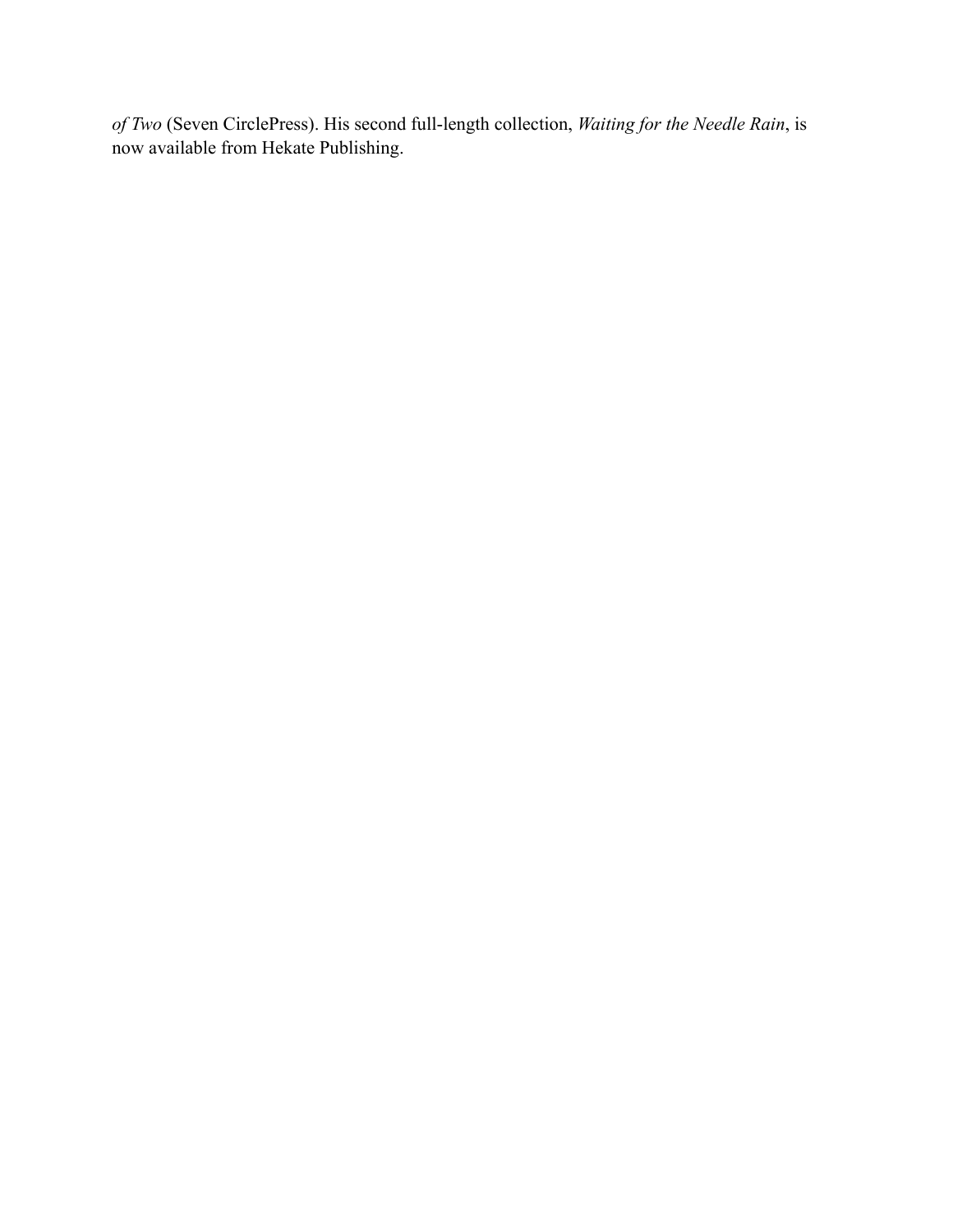*of Two* (Seven CirclePress). His second full-length collection, *Waiting for the Needle Rain*, is now available from Hekate Publishing.